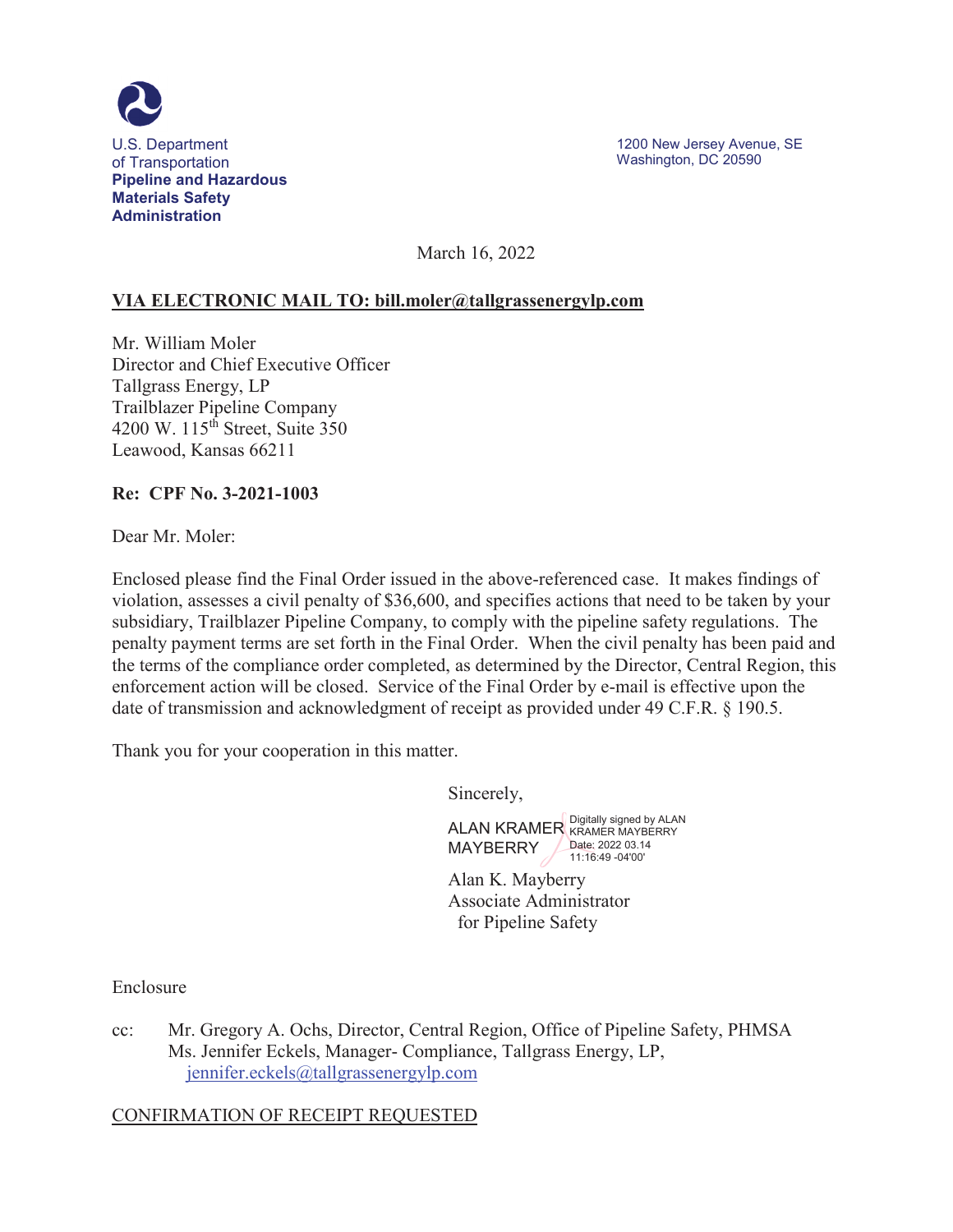U.S. Department of Transportation
**Pipeline and Hazardous Materials Safety Administration**

1200 New Jersey Avenue, SE
Washington, DC 20590

March 16, 2022

**VIA ELECTRONIC MAIL TO: bill.moler@tallgrassenergylp.com**

Mr. William Moler
Director and Chief Executive Officer
Tallgrass Energy, LP
Trailblazer Pipeline Company
4200 W. 115th Street, Suite 350
Leawood, Kansas 66211

**Re: CPF No. 3-2021-1003**

Dear Mr. Moler:

Enclosed please find the Final Order issued in the above-referenced case. It makes findings of violation, assesses a civil penalty of $36,600, and specifies actions that need to be taken by your subsidiary, Trailblazer Pipeline Company, to comply with the pipeline safety regulations. The penalty payment terms are set forth in the Final Order. When the civil penalty has been paid and the terms of the compliance order completed, as determined by the Director, Central Region, this enforcement action will be closed. Service of the Final Order by e-mail is effective upon the date of transmission and acknowledgment of receipt as provided under 49 C.F.R. § 190.5.

Thank you for your cooperation in this matter.

Sincerely,

ALAN KRAMER MAYBERRY
Digitally signed by ALAN KRAMER MAYBERRY
Date: 2022 03.14 11:16:49 -04'00'

Alan K. Mayberry
Associate Administrator
for Pipeline Safety

Enclosure

cc: Mr. Gregory A. Ochs, Director, Central Region, Office of Pipeline Safety, PHMSA
Ms. Jennifer Eckels, Manager- Compliance, Tallgrass Energy, LP, jennifer.eckels@tallgrassenergylp.com

CONFIRMATION OF RECEIPT REQUESTED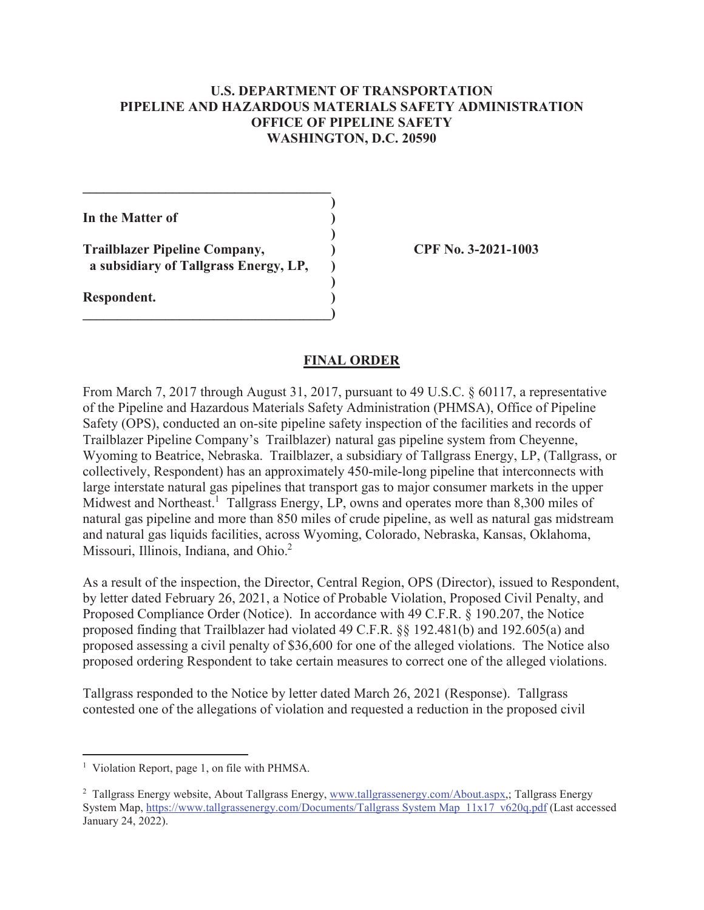**U.S. DEPARTMENT OF TRANSPORTATION**
**PIPELINE AND HAZARDOUS MATERIALS SAFETY ADMINISTRATION**
**OFFICE OF PIPELINE SAFETY**
**WASHINGTON, D.C. 20590**

| | |
|---|---|
| **In the Matter of**<br><br>**Trailblazer Pipeline Company,**<br>**a subsidiary of Tallgrass Energy, LP,**<br><br>**Respondent.** | **CPF No. 3-2021-1003** |

## FINAL ORDER

From March 7, 2017 through August 31, 2017, pursuant to 49 U.S.C. § 60117, a representative of the Pipeline and Hazardous Materials Safety Administration (PHMSA), Office of Pipeline Safety (OPS), conducted an on-site pipeline safety inspection of the facilities and records of Trailblazer Pipeline Company's Trailblazer) natural gas pipeline system from Cheyenne, Wyoming to Beatrice, Nebraska. Trailblazer, a subsidiary of Tallgrass Energy, LP, (Tallgrass, or collectively, Respondent) has an approximately 450-mile-long pipeline that interconnects with large interstate natural gas pipelines that transport gas to major consumer markets in the upper Midwest and Northeast.[1] Tallgrass Energy, LP, owns and operates more than 8,300 miles of natural gas pipeline and more than 850 miles of crude pipeline, as well as natural gas midstream and natural gas liquids facilities, across Wyoming, Colorado, Nebraska, Kansas, Oklahoma, Missouri, Illinois, Indiana, and Ohio.[2]

As a result of the inspection, the Director, Central Region, OPS (Director), issued to Respondent, by letter dated February 26, 2021, a Notice of Probable Violation, Proposed Civil Penalty, and Proposed Compliance Order (Notice). In accordance with 49 C.F.R. § 190.207, the Notice proposed finding that Trailblazer had violated 49 C.F.R. §§ 192.481(b) and 192.605(a) and proposed assessing a civil penalty of $36,600 for one of the alleged violations. The Notice also proposed ordering Respondent to take certain measures to correct one of the alleged violations.

Tallgrass responded to the Notice by letter dated March 26, 2021 (Response). Tallgrass contested one of the allegations of violation and requested a reduction in the proposed civil

---

[1] Violation Report, page 1, on file with PHMSA.

[2] Tallgrass Energy website, About Tallgrass Energy, www.tallgrassenergy.com/About.aspx,; Tallgrass Energy System Map, https://www.tallgrassenergy.com/Documents/Tallgrass System Map_11x17_v620q.pdf (Last accessed January 24, 2022).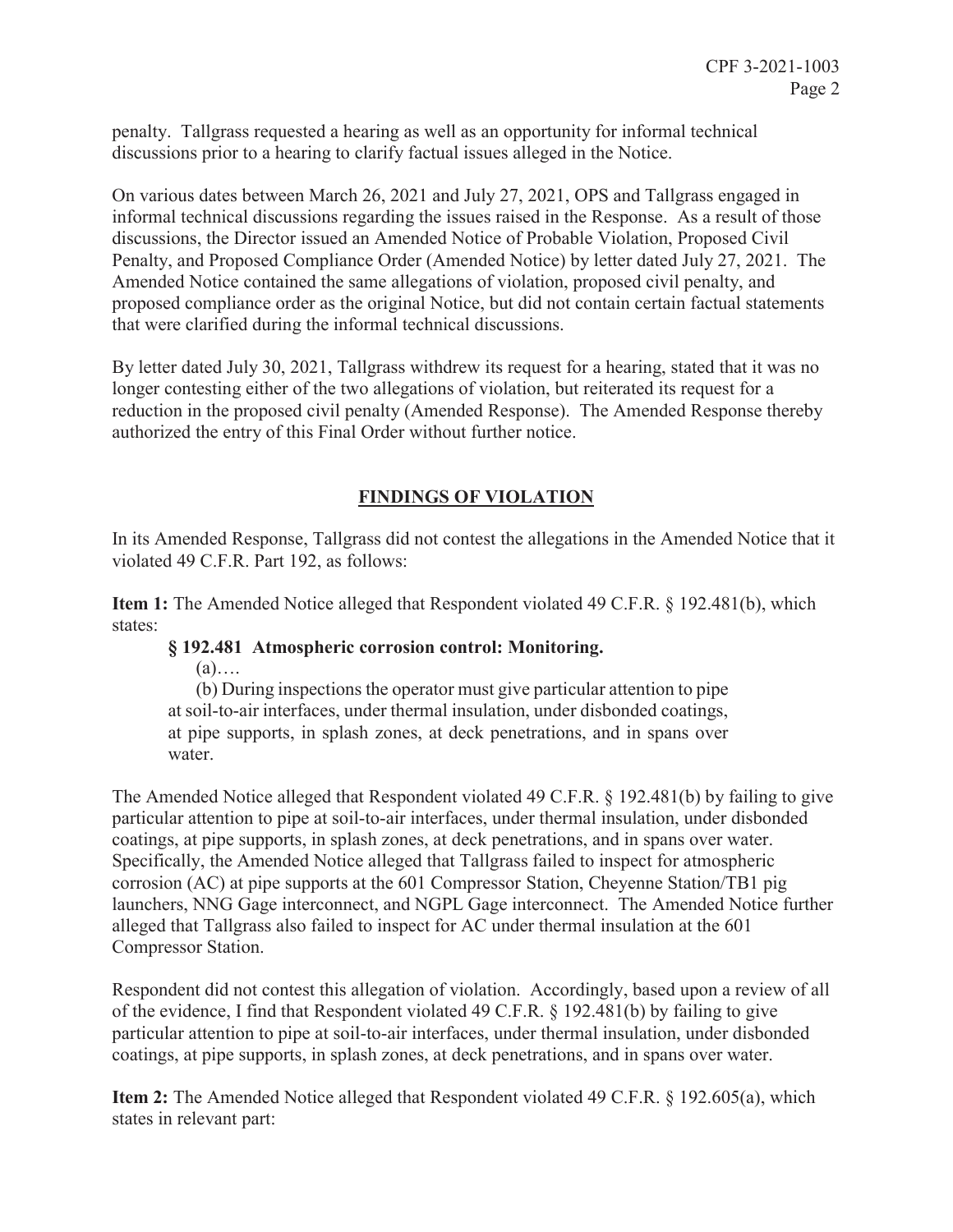penalty. Tallgrass requested a hearing as well as an opportunity for informal technical discussions prior to a hearing to clarify factual issues alleged in the Notice.

On various dates between March 26, 2021 and July 27, 2021, OPS and Tallgrass engaged in informal technical discussions regarding the issues raised in the Response. As a result of those discussions, the Director issued an Amended Notice of Probable Violation, Proposed Civil Penalty, and Proposed Compliance Order (Amended Notice) by letter dated July 27, 2021. The Amended Notice contained the same allegations of violation, proposed civil penalty, and proposed compliance order as the original Notice, but did not contain certain factual statements that were clarified during the informal technical discussions.

By letter dated July 30, 2021, Tallgrass withdrew its request for a hearing, stated that it was no longer contesting either of the two allegations of violation, but reiterated its request for a reduction in the proposed civil penalty (Amended Response). The Amended Response thereby authorized the entry of this Final Order without further notice.

## FINDINGS OF VIOLATION

In its Amended Response, Tallgrass did not contest the allegations in the Amended Notice that it violated 49 C.F.R. Part 192, as follows:

**Item 1:** The Amended Notice alleged that Respondent violated 49 C.F.R. § 192.481(b), which states:

> **§ 192.481 Atmospheric corrosion control: Monitoring.**
>
> (a)….
>
> (b) During inspections the operator must give particular attention to pipe at soil-to-air interfaces, under thermal insulation, under disbonded coatings, at pipe supports, in splash zones, at deck penetrations, and in spans over water.

The Amended Notice alleged that Respondent violated 49 C.F.R. § 192.481(b) by failing to give particular attention to pipe at soil-to-air interfaces, under thermal insulation, under disbonded coatings, at pipe supports, in splash zones, at deck penetrations, and in spans over water. Specifically, the Amended Notice alleged that Tallgrass failed to inspect for atmospheric corrosion (AC) at pipe supports at the 601 Compressor Station, Cheyenne Station/TB1 pig launchers, NNG Gage interconnect, and NGPL Gage interconnect. The Amended Notice further alleged that Tallgrass also failed to inspect for AC under thermal insulation at the 601 Compressor Station.

Respondent did not contest this allegation of violation. Accordingly, based upon a review of all of the evidence, I find that Respondent violated 49 C.F.R. § 192.481(b) by failing to give particular attention to pipe at soil-to-air interfaces, under thermal insulation, under disbonded coatings, at pipe supports, in splash zones, at deck penetrations, and in spans over water.

**Item 2:** The Amended Notice alleged that Respondent violated 49 C.F.R. § 192.605(a), which states in relevant part: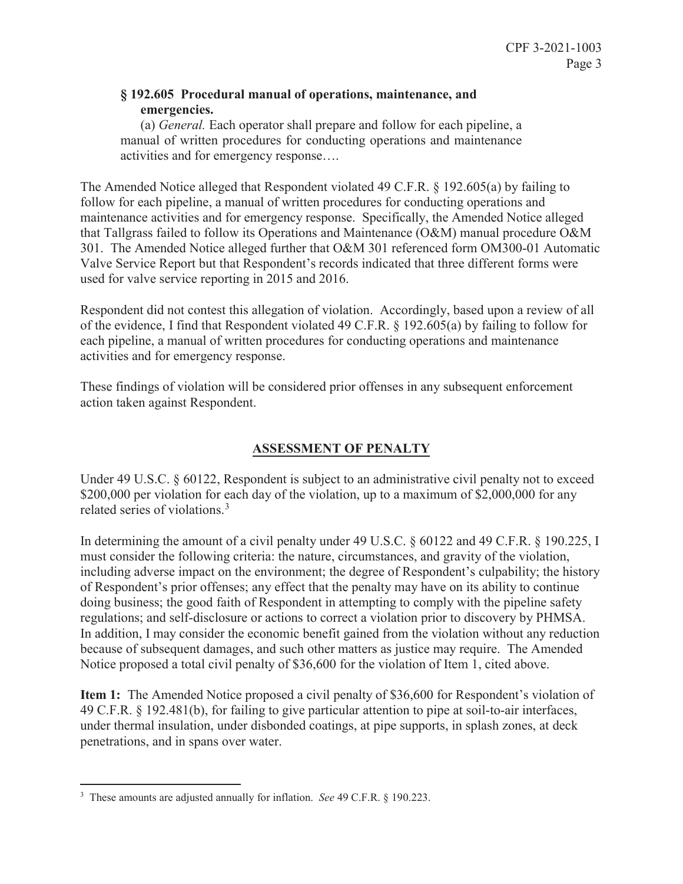**§ 192.605 Procedural manual of operations, maintenance, and emergencies.**

(a) *General.* Each operator shall prepare and follow for each pipeline, a manual of written procedures for conducting operations and maintenance activities and for emergency response….

The Amended Notice alleged that Respondent violated 49 C.F.R. § 192.605(a) by failing to follow for each pipeline, a manual of written procedures for conducting operations and maintenance activities and for emergency response. Specifically, the Amended Notice alleged that Tallgrass failed to follow its Operations and Maintenance (O&M) manual procedure O&M 301. The Amended Notice alleged further that O&M 301 referenced form OM300-01 Automatic Valve Service Report but that Respondent's records indicated that three different forms were used for valve service reporting in 2015 and 2016.

Respondent did not contest this allegation of violation. Accordingly, based upon a review of all of the evidence, I find that Respondent violated 49 C.F.R. § 192.605(a) by failing to follow for each pipeline, a manual of written procedures for conducting operations and maintenance activities and for emergency response.

These findings of violation will be considered prior offenses in any subsequent enforcement action taken against Respondent.

## ASSESSMENT OF PENALTY

Under 49 U.S.C. § 60122, Respondent is subject to an administrative civil penalty not to exceed $200,000 per violation for each day of the violation, up to a maximum of $2,000,000 for any related series of violations.[3]

In determining the amount of a civil penalty under 49 U.S.C. § 60122 and 49 C.F.R. § 190.225, I must consider the following criteria: the nature, circumstances, and gravity of the violation, including adverse impact on the environment; the degree of Respondent's culpability; the history of Respondent's prior offenses; any effect that the penalty may have on its ability to continue doing business; the good faith of Respondent in attempting to comply with the pipeline safety regulations; and self-disclosure or actions to correct a violation prior to discovery by PHMSA. In addition, I may consider the economic benefit gained from the violation without any reduction because of subsequent damages, and such other matters as justice may require. The Amended Notice proposed a total civil penalty of $36,600 for the violation of Item 1, cited above.

**Item 1:** The Amended Notice proposed a civil penalty of $36,600 for Respondent's violation of 49 C.F.R. § 192.481(b), for failing to give particular attention to pipe at soil-to-air interfaces, under thermal insulation, under disbonded coatings, at pipe supports, in splash zones, at deck penetrations, and in spans over water.

---

[3] These amounts are adjusted annually for inflation. *See* 49 C.F.R. § 190.223.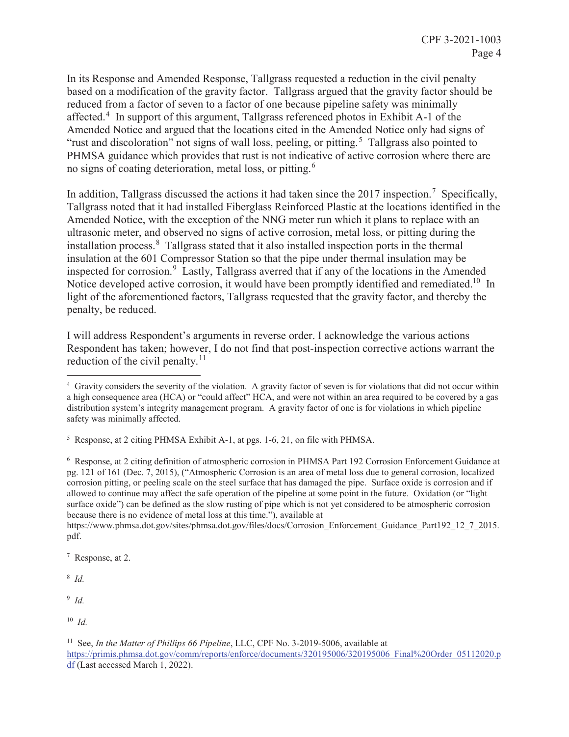In its Response and Amended Response, Tallgrass requested a reduction in the civil penalty based on a modification of the gravity factor. Tallgrass argued that the gravity factor should be reduced from a factor of seven to a factor of one because pipeline safety was minimally affected.[4] In support of this argument, Tallgrass referenced photos in Exhibit A-1 of the Amended Notice and argued that the locations cited in the Amended Notice only had signs of "rust and discoloration" not signs of wall loss, peeling, or pitting.[5] Tallgrass also pointed to PHMSA guidance which provides that rust is not indicative of active corrosion where there are no signs of coating deterioration, metal loss, or pitting.[6]

In addition, Tallgrass discussed the actions it had taken since the 2017 inspection.[7] Specifically, Tallgrass noted that it had installed Fiberglass Reinforced Plastic at the locations identified in the Amended Notice, with the exception of the NNG meter run which it plans to replace with an ultrasonic meter, and observed no signs of active corrosion, metal loss, or pitting during the installation process.[8] Tallgrass stated that it also installed inspection ports in the thermal insulation at the 601 Compressor Station so that the pipe under thermal insulation may be inspected for corrosion.[9] Lastly, Tallgrass averred that if any of the locations in the Amended Notice developed active corrosion, it would have been promptly identified and remediated.[10] In light of the aforementioned factors, Tallgrass requested that the gravity factor, and thereby the penalty, be reduced.

I will address Respondent's arguments in reverse order. I acknowledge the various actions Respondent has taken; however, I do not find that post-inspection corrective actions warrant the reduction of the civil penalty.[11]

---

[4] Gravity considers the severity of the violation. A gravity factor of seven is for violations that did not occur within a high consequence area (HCA) or "could affect" HCA, and were not within an area required to be covered by a gas distribution system's integrity management program. A gravity factor of one is for violations in which pipeline safety was minimally affected.

[5] Response, at 2 citing PHMSA Exhibit A-1, at pgs. 1-6, 21, on file with PHMSA.

[6] Response, at 2 citing definition of atmospheric corrosion in PHMSA Part 192 Corrosion Enforcement Guidance at pg. 121 of 161 (Dec. 7, 2015), ("Atmospheric Corrosion is an area of metal loss due to general corrosion, localized corrosion pitting, or peeling scale on the steel surface that has damaged the pipe. Surface oxide is corrosion and if allowed to continue may affect the safe operation of the pipeline at some point in the future. Oxidation (or "light surface oxide") can be defined as the slow rusting of pipe which is not yet considered to be atmospheric corrosion because there is no evidence of metal loss at this time."), available at https://www.phmsa.dot.gov/sites/phmsa.dot.gov/files/docs/Corrosion_Enforcement_Guidance_Part192_12_7_2015.pdf.

[7] Response, at 2.

[8] *Id.*

[9] *Id.*

[10] *Id.*

[11] See, *In the Matter of Phillips 66 Pipeline*, LLC, CPF No. 3-2019-5006, available at https://primis.phmsa.dot.gov/comm/reports/enforce/documents/320195006/320195006_Final%20Order_05112020.pdf (Last accessed March 1, 2022).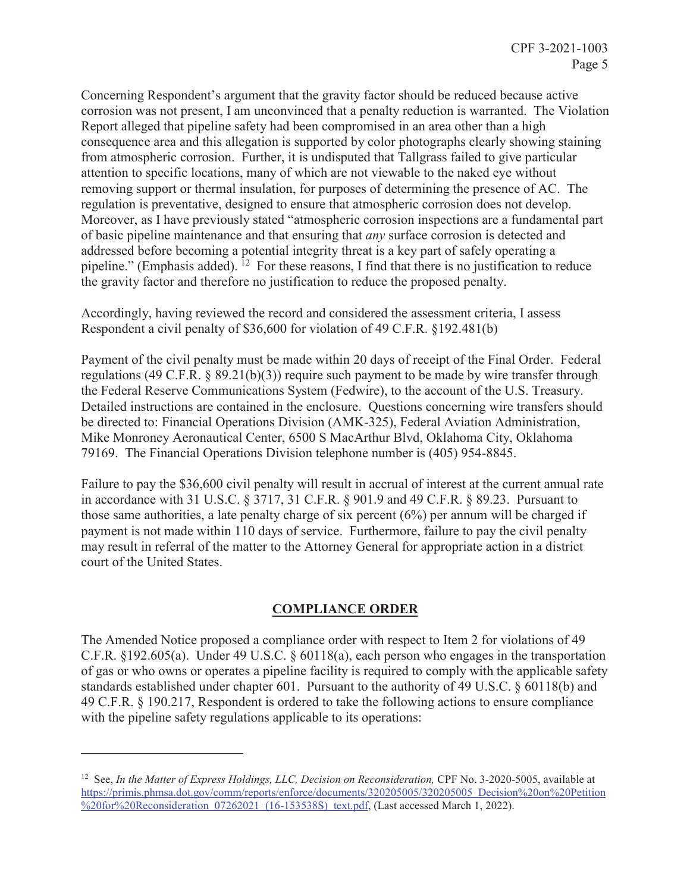Concerning Respondent's argument that the gravity factor should be reduced because active corrosion was not present, I am unconvinced that a penalty reduction is warranted. The Violation Report alleged that pipeline safety had been compromised in an area other than a high consequence area and this allegation is supported by color photographs clearly showing staining from atmospheric corrosion. Further, it is undisputed that Tallgrass failed to give particular attention to specific locations, many of which are not viewable to the naked eye without removing support or thermal insulation, for purposes of determining the presence of AC. The regulation is preventative, designed to ensure that atmospheric corrosion does not develop. Moreover, as I have previously stated "atmospheric corrosion inspections are a fundamental part of basic pipeline maintenance and that ensuring that *any* surface corrosion is detected and addressed before becoming a potential integrity threat is a key part of safely operating a pipeline." (Emphasis added). [12] For these reasons, I find that there is no justification to reduce the gravity factor and therefore no justification to reduce the proposed penalty.

Accordingly, having reviewed the record and considered the assessment criteria, I assess Respondent a civil penalty of $36,600 for violation of 49 C.F.R. §192.481(b)

Payment of the civil penalty must be made within 20 days of receipt of the Final Order. Federal regulations (49 C.F.R. § 89.21(b)(3)) require such payment to be made by wire transfer through the Federal Reserve Communications System (Fedwire), to the account of the U.S. Treasury. Detailed instructions are contained in the enclosure. Questions concerning wire transfers should be directed to: Financial Operations Division (AMK-325), Federal Aviation Administration, Mike Monroney Aeronautical Center, 6500 S MacArthur Blvd, Oklahoma City, Oklahoma 79169. The Financial Operations Division telephone number is (405) 954-8845.

Failure to pay the $36,600 civil penalty will result in accrual of interest at the current annual rate in accordance with 31 U.S.C. § 3717, 31 C.F.R. § 901.9 and 49 C.F.R. § 89.23. Pursuant to those same authorities, a late penalty charge of six percent (6%) per annum will be charged if payment is not made within 110 days of service. Furthermore, failure to pay the civil penalty may result in referral of the matter to the Attorney General for appropriate action in a district court of the United States.

## COMPLIANCE ORDER

The Amended Notice proposed a compliance order with respect to Item 2 for violations of 49 C.F.R. §192.605(a). Under 49 U.S.C. § 60118(a), each person who engages in the transportation of gas or who owns or operates a pipeline facility is required to comply with the applicable safety standards established under chapter 601. Pursuant to the authority of 49 U.S.C. § 60118(b) and 49 C.F.R. § 190.217, Respondent is ordered to take the following actions to ensure compliance with the pipeline safety regulations applicable to its operations:

---

[12] See, *In the Matter of Express Holdings, LLC, Decision on Reconsideration,* CPF No. 3-2020-5005, available at https://primis.phmsa.dot.gov/comm/reports/enforce/documents/320205005/320205005_Decision%20on%20Petition%20for%20Reconsideration_07262021_(16-153538S)_text.pdf, (Last accessed March 1, 2022).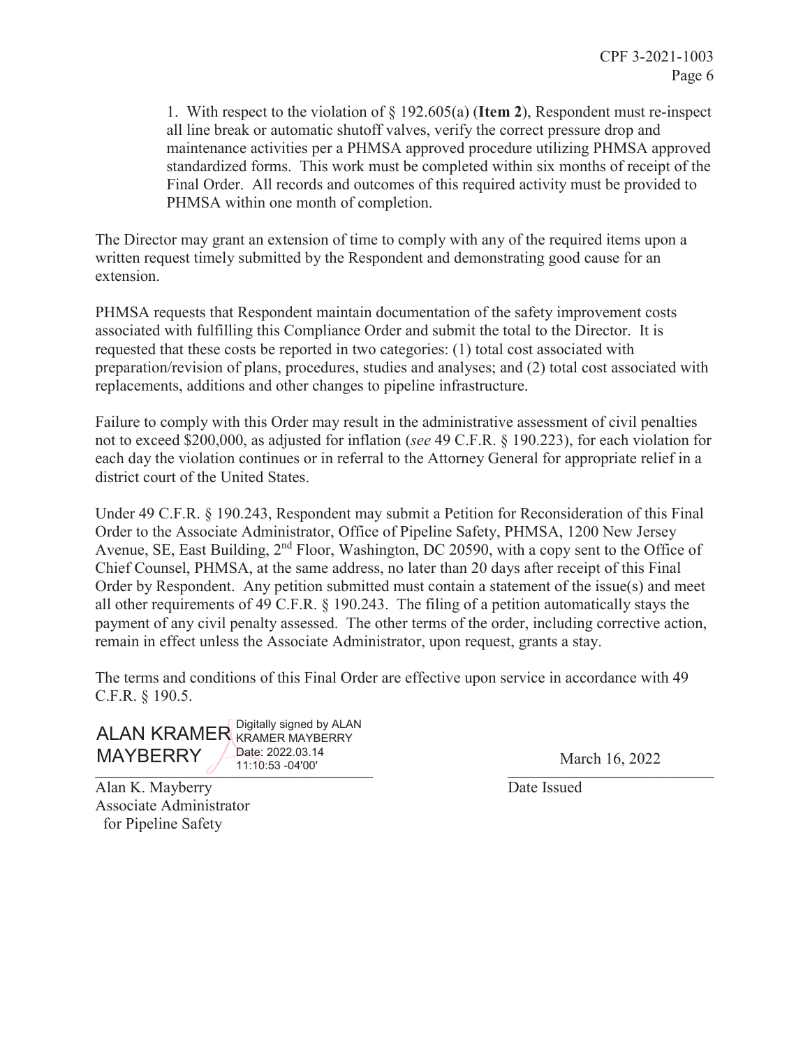1. With respect to the violation of § 192.605(a) (**Item 2**), Respondent must re-inspect all line break or automatic shutoff valves, verify the correct pressure drop and maintenance activities per a PHMSA approved procedure utilizing PHMSA approved standardized forms. This work must be completed within six months of receipt of the Final Order. All records and outcomes of this required activity must be provided to PHMSA within one month of completion.

The Director may grant an extension of time to comply with any of the required items upon a written request timely submitted by the Respondent and demonstrating good cause for an extension.

PHMSA requests that Respondent maintain documentation of the safety improvement costs associated with fulfilling this Compliance Order and submit the total to the Director. It is requested that these costs be reported in two categories: (1) total cost associated with preparation/revision of plans, procedures, studies and analyses; and (2) total cost associated with replacements, additions and other changes to pipeline infrastructure.

Failure to comply with this Order may result in the administrative assessment of civil penalties not to exceed $200,000, as adjusted for inflation (*see* 49 C.F.R. § 190.223), for each violation for each day the violation continues or in referral to the Attorney General for appropriate relief in a district court of the United States.

Under 49 C.F.R. § 190.243, Respondent may submit a Petition for Reconsideration of this Final Order to the Associate Administrator, Office of Pipeline Safety, PHMSA, 1200 New Jersey Avenue, SE, East Building, 2nd Floor, Washington, DC 20590, with a copy sent to the Office of Chief Counsel, PHMSA, at the same address, no later than 20 days after receipt of this Final Order by Respondent. Any petition submitted must contain a statement of the issue(s) and meet all other requirements of 49 C.F.R. § 190.243. The filing of a petition automatically stays the payment of any civil penalty assessed. The other terms of the order, including corrective action, remain in effect unless the Associate Administrator, upon request, grants a stay.

The terms and conditions of this Final Order are effective upon service in accordance with 49 C.F.R. § 190.5.

ALAN KRAMER MAYBERRY
Digitally signed by ALAN KRAMER MAYBERRY
Date: 2022.03.14 11:10:53 -04'00'

March 16, 2022

Alan K. Mayberry
Associate Administrator
for Pipeline Safety

Date Issued